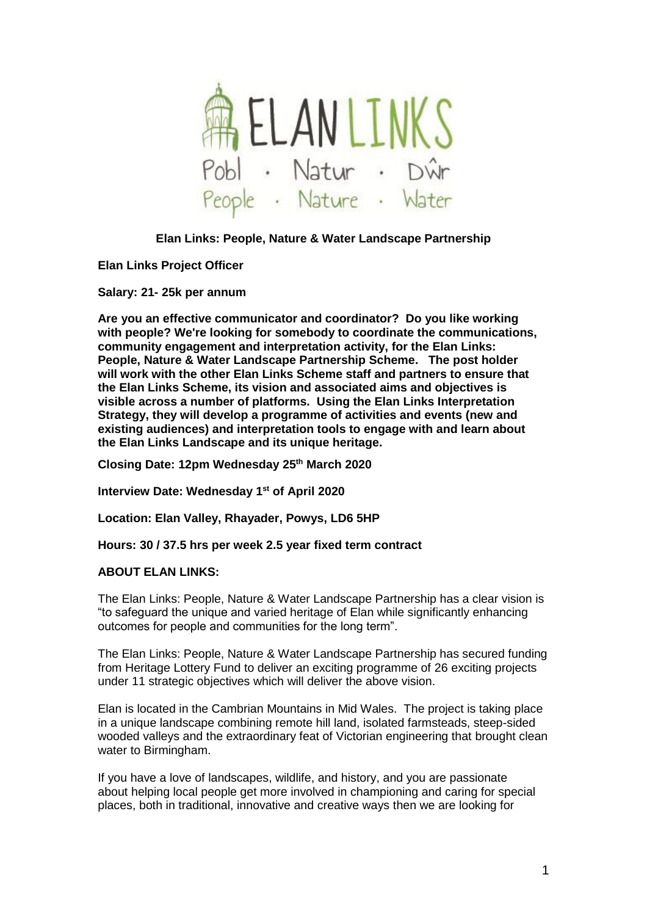ELAN LINKS

Pobl · Natur · Dŵr

People · Nature · Water

**Elan Links: People, Nature & Water Landscape Partnership**

**Elan Links Project Officer**

**Salary: 21- 25k per annum**

**Are you an effective communicator and coordinator? Do you like working with people? We're looking for somebody to coordinate the communications, community engagement and interpretation activity, for the Elan Links: People, Nature & Water Landscape Partnership Scheme. The post holder will work with the other Elan Links Scheme staff and partners to ensure that the Elan Links Scheme, its vision and associated aims and objectives is visible across a number of platforms. Using the Elan Links Interpretation Strategy, they will develop a programme of activities and events (new and existing audiences) and interpretation tools to engage with and learn about the Elan Links Landscape and its unique heritage.**

**Closing Date: 12pm Wednesday 25th March 2020**

**Interview Date: Wednesday 1st of April 2020**

**Location: Elan Valley, Rhayader, Powys, LD6 5HP**

**Hours: 30 / 37.5 hrs per week 2.5 year fixed term contract**

**ABOUT ELAN LINKS:**

The Elan Links: People, Nature & Water Landscape Partnership has a clear vision is "to safeguard the unique and varied heritage of Elan while significantly enhancing outcomes for people and communities for the long term".

The Elan Links: People, Nature & Water Landscape Partnership has secured funding from Heritage Lottery Fund to deliver an exciting programme of 26 exciting projects under 11 strategic objectives which will deliver the above vision.

Elan is located in the Cambrian Mountains in Mid Wales. The project is taking place in a unique landscape combining remote hill land, isolated farmsteads, steep-sided wooded valleys and the extraordinary feat of Victorian engineering that brought clean water to Birmingham.

If you have a love of landscapes, wildlife, and history, and you are passionate about helping local people get more involved in championing and caring for special places, both in traditional, innovative and creative ways then we are looking for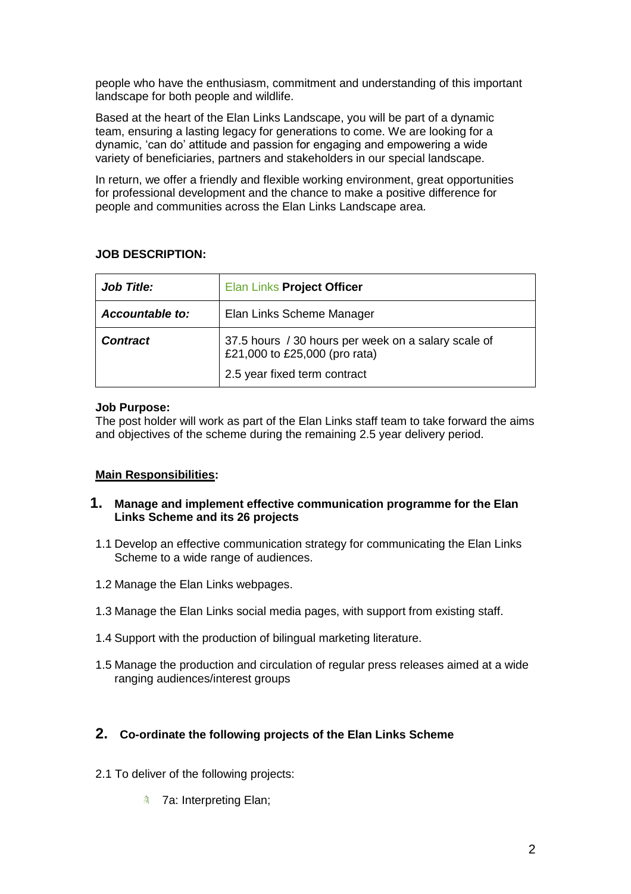people who have the enthusiasm, commitment and understanding of this important landscape for both people and wildlife.

Based at the heart of the Elan Links Landscape, you will be part of a dynamic team, ensuring a lasting legacy for generations to come. We are looking for a dynamic, 'can do' attitude and passion for engaging and empowering a wide variety of beneficiaries, partners and stakeholders in our special landscape.

In return, we offer a friendly and flexible working environment, great opportunities for professional development and the chance to make a positive difference for people and communities across the Elan Links Landscape area.

**JOB DESCRIPTION:**

| ***Job Title:*** | Elan Links **Project Officer** |
|---|---|
| ***Accountable to:*** | Elan Links Scheme Manager |
| ***Contract*** | 37.5 hours / 30 hours per week on a salary scale of £21,000 to £25,000 (pro rata)<br>2.5 year fixed term contract |

**Job Purpose:**
The post holder will work as part of the Elan Links staff team to take forward the aims and objectives of the scheme during the remaining 2.5 year delivery period.

**Main Responsibilities:**

## 1. Manage and implement effective communication programme for the Elan Links Scheme and its 26 projects

1.1 Develop an effective communication strategy for communicating the Elan Links Scheme to a wide range of audiences.

1.2 Manage the Elan Links webpages.

1.3 Manage the Elan Links social media pages, with support from existing staff.

1.4 Support with the production of bilingual marketing literature.

1.5 Manage the production and circulation of regular press releases aimed at a wide ranging audiences/interest groups

## 2. Co-ordinate the following projects of the Elan Links Scheme

2.1 To deliver of the following projects:

- 7a: Interpreting Elan;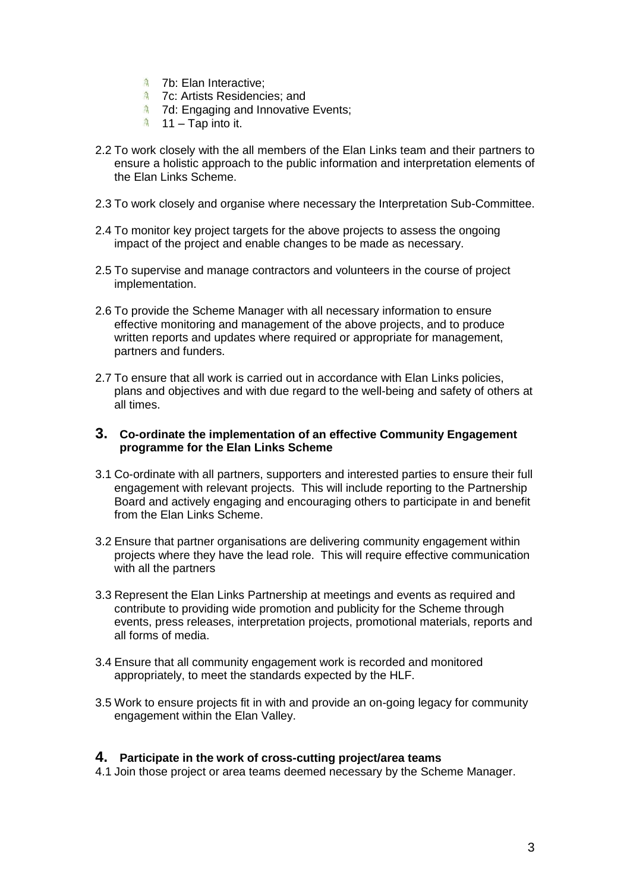- 7b: Elan Interactive;
- 7c: Artists Residencies; and
- 7d: Engaging and Innovative Events;
- 11 – Tap into it.

2.2 To work closely with the all members of the Elan Links team and their partners to ensure a holistic approach to the public information and interpretation elements of the Elan Links Scheme.

2.3 To work closely and organise where necessary the Interpretation Sub-Committee.

2.4 To monitor key project targets for the above projects to assess the ongoing impact of the project and enable changes to be made as necessary.

2.5 To supervise and manage contractors and volunteers in the course of project implementation.

2.6 To provide the Scheme Manager with all necessary information to ensure effective monitoring and management of the above projects, and to produce written reports and updates where required or appropriate for management, partners and funders.

2.7 To ensure that all work is carried out in accordance with Elan Links policies, plans and objectives and with due regard to the well-being and safety of others at all times.

## 3. Co-ordinate the implementation of an effective Community Engagement programme for the Elan Links Scheme

3.1 Co-ordinate with all partners, supporters and interested parties to ensure their full engagement with relevant projects. This will include reporting to the Partnership Board and actively engaging and encouraging others to participate in and benefit from the Elan Links Scheme.

3.2 Ensure that partner organisations are delivering community engagement within projects where they have the lead role. This will require effective communication with all the partners

3.3 Represent the Elan Links Partnership at meetings and events as required and contribute to providing wide promotion and publicity for the Scheme through events, press releases, interpretation projects, promotional materials, reports and all forms of media.

3.4 Ensure that all community engagement work is recorded and monitored appropriately, to meet the standards expected by the HLF.

3.5 Work to ensure projects fit in with and provide an on-going legacy for community engagement within the Elan Valley.

## 4. Participate in the work of cross-cutting project/area teams

4.1 Join those project or area teams deemed necessary by the Scheme Manager.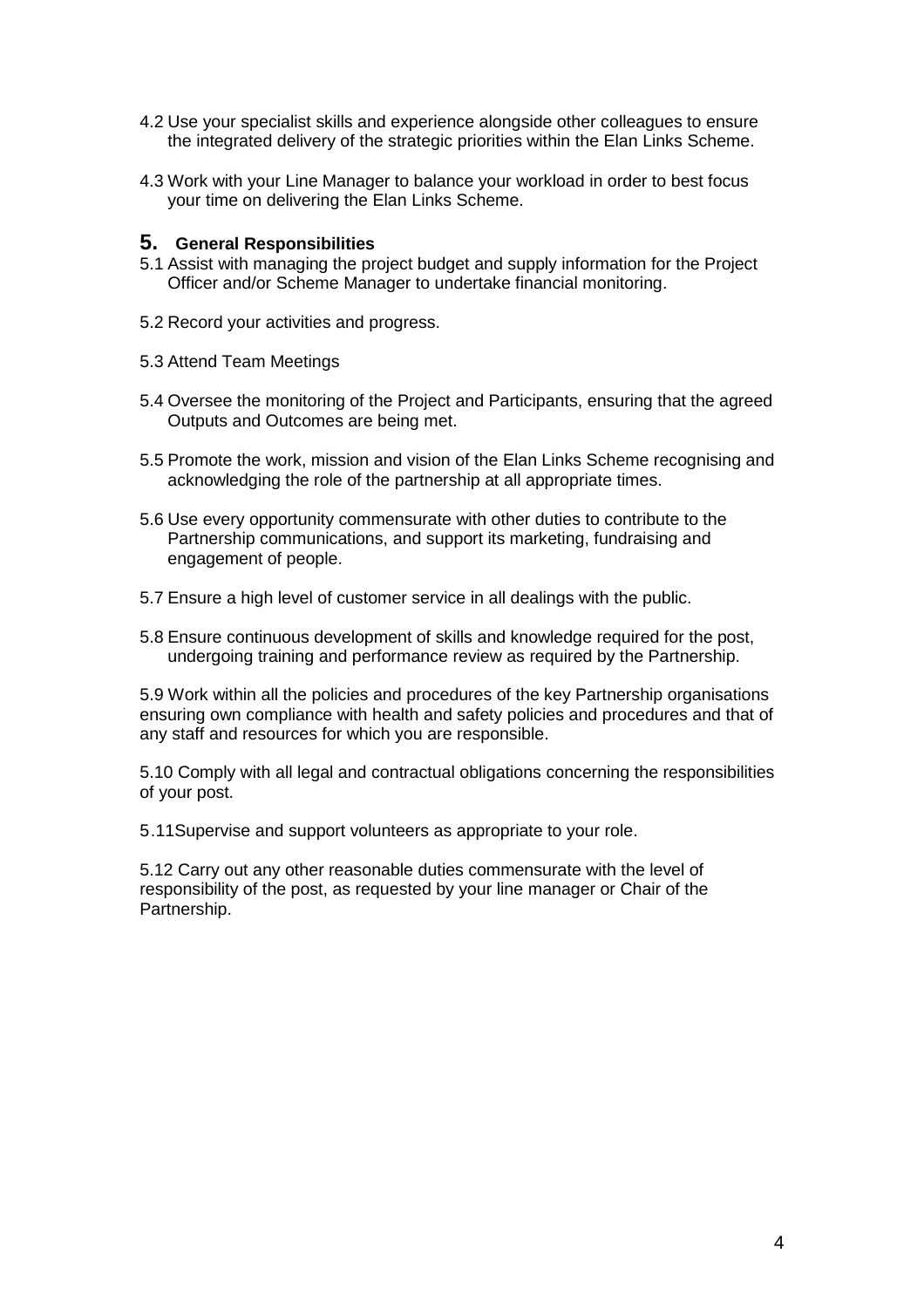4.2 Use your specialist skills and experience alongside other colleagues to ensure the integrated delivery of the strategic priorities within the Elan Links Scheme.

4.3 Work with your Line Manager to balance your workload in order to best focus your time on delivering the Elan Links Scheme.

## 5. General Responsibilities

5.1 Assist with managing the project budget and supply information for the Project Officer and/or Scheme Manager to undertake financial monitoring.

5.2 Record your activities and progress.

5.3 Attend Team Meetings

5.4 Oversee the monitoring of the Project and Participants, ensuring that the agreed Outputs and Outcomes are being met.

5.5 Promote the work, mission and vision of the Elan Links Scheme recognising and acknowledging the role of the partnership at all appropriate times.

5.6 Use every opportunity commensurate with other duties to contribute to the Partnership communications, and support its marketing, fundraising and engagement of people.

5.7 Ensure a high level of customer service in all dealings with the public.

5.8 Ensure continuous development of skills and knowledge required for the post, undergoing training and performance review as required by the Partnership.

5.9 Work within all the policies and procedures of the key Partnership organisations ensuring own compliance with health and safety policies and procedures and that of any staff and resources for which you are responsible.

5.10 Comply with all legal and contractual obligations concerning the responsibilities of your post.

5.11Supervise and support volunteers as appropriate to your role.

5.12 Carry out any other reasonable duties commensurate with the level of responsibility of the post, as requested by your line manager or Chair of the Partnership.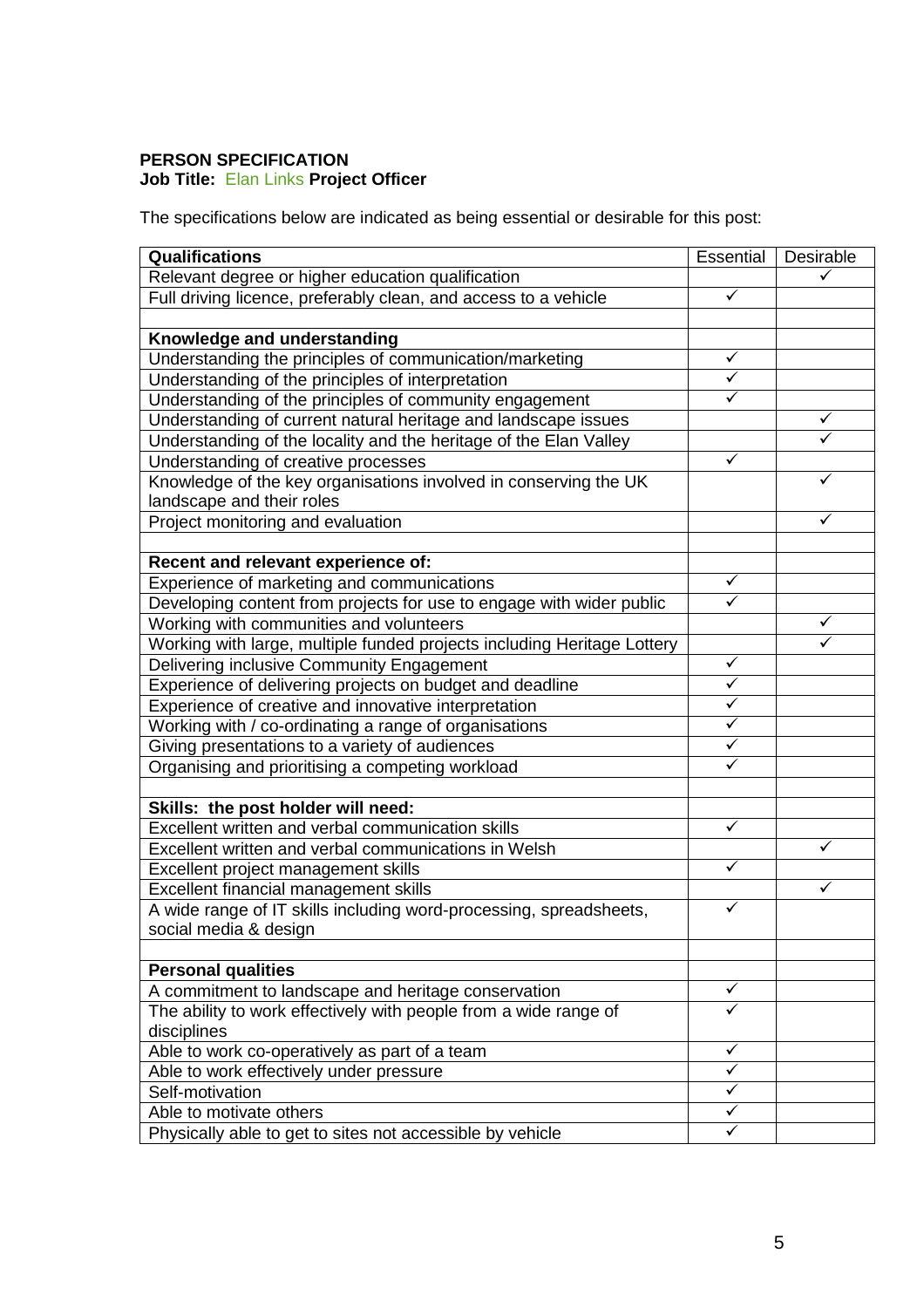**PERSON SPECIFICATION**
**Job Title:** Elan Links **Project Officer**

The specifications below are indicated as being essential or desirable for this post:

| **Qualifications** | Essential | Desirable |
|---|---|---|
| Relevant degree or higher education qualification | | ✓ |
| Full driving licence, preferably clean, and access to a vehicle | ✓ | |
| | | |
| **Knowledge and understanding** | | |
| Understanding the principles of communication/marketing | ✓ | |
| Understanding of the principles of interpretation | ✓ | |
| Understanding of the principles of community engagement | ✓ | |
| Understanding of current natural heritage and landscape issues | | ✓ |
| Understanding of the locality and the heritage of the Elan Valley | | ✓ |
| Understanding of creative processes | ✓ | |
| Knowledge of the key organisations involved in conserving the UK landscape and their roles | | ✓ |
| Project monitoring and evaluation | | ✓ |
| | | |
| **Recent and relevant experience of:** | | |
| Experience of marketing and communications | ✓ | |
| Developing content from projects for use to engage with wider public | ✓ | |
| Working with communities and volunteers | | ✓ |
| Working with large, multiple funded projects including Heritage Lottery | | ✓ |
| Delivering inclusive Community Engagement | ✓ | |
| Experience of delivering projects on budget and deadline | ✓ | |
| Experience of creative and innovative interpretation | ✓ | |
| Working with / co-ordinating a range of organisations | ✓ | |
| Giving presentations to a variety of audiences | ✓ | |
| Organising and prioritising a competing workload | ✓ | |
| | | |
| **Skills: the post holder will need:** | | |
| Excellent written and verbal communication skills | ✓ | |
| Excellent written and verbal communications in Welsh | | ✓ |
| Excellent project management skills | ✓ | |
| Excellent financial management skills | | ✓ |
| A wide range of IT skills including word-processing, spreadsheets, social media & design | ✓ | |
| | | |
| **Personal qualities** | | |
| A commitment to landscape and heritage conservation | ✓ | |
| The ability to work effectively with people from a wide range of disciplines | ✓ | |
| Able to work co-operatively as part of a team | ✓ | |
| Able to work effectively under pressure | ✓ | |
| Self-motivation | ✓ | |
| Able to motivate others | ✓ | |
| Physically able to get to sites not accessible by vehicle | ✓ | |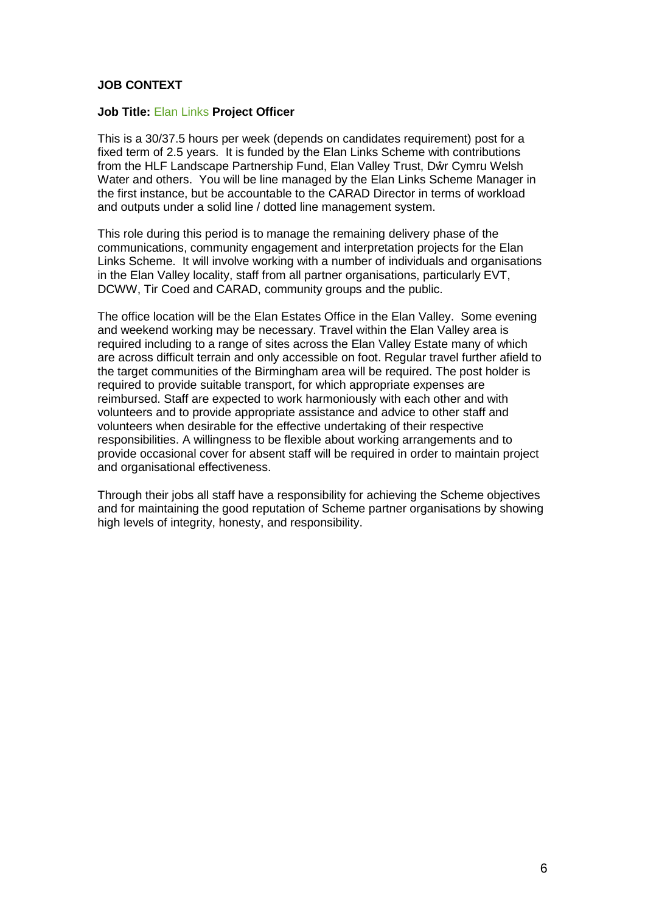**JOB CONTEXT**

**Job Title:** Elan Links **Project Officer**

This is a 30/37.5 hours per week (depends on candidates requirement) post for a fixed term of 2.5 years. It is funded by the Elan Links Scheme with contributions from the HLF Landscape Partnership Fund, Elan Valley Trust, Dŵr Cymru Welsh Water and others. You will be line managed by the Elan Links Scheme Manager in the first instance, but be accountable to the CARAD Director in terms of workload and outputs under a solid line / dotted line management system.

This role during this period is to manage the remaining delivery phase of the communications, community engagement and interpretation projects for the Elan Links Scheme. It will involve working with a number of individuals and organisations in the Elan Valley locality, staff from all partner organisations, particularly EVT, DCWW, Tir Coed and CARAD, community groups and the public.

The office location will be the Elan Estates Office in the Elan Valley. Some evening and weekend working may be necessary. Travel within the Elan Valley area is required including to a range of sites across the Elan Valley Estate many of which are across difficult terrain and only accessible on foot. Regular travel further afield to the target communities of the Birmingham area will be required. The post holder is required to provide suitable transport, for which appropriate expenses are reimbursed. Staff are expected to work harmoniously with each other and with volunteers and to provide appropriate assistance and advice to other staff and volunteers when desirable for the effective undertaking of their respective responsibilities. A willingness to be flexible about working arrangements and to provide occasional cover for absent staff will be required in order to maintain project and organisational effectiveness.

Through their jobs all staff have a responsibility for achieving the Scheme objectives and for maintaining the good reputation of Scheme partner organisations by showing high levels of integrity, honesty, and responsibility.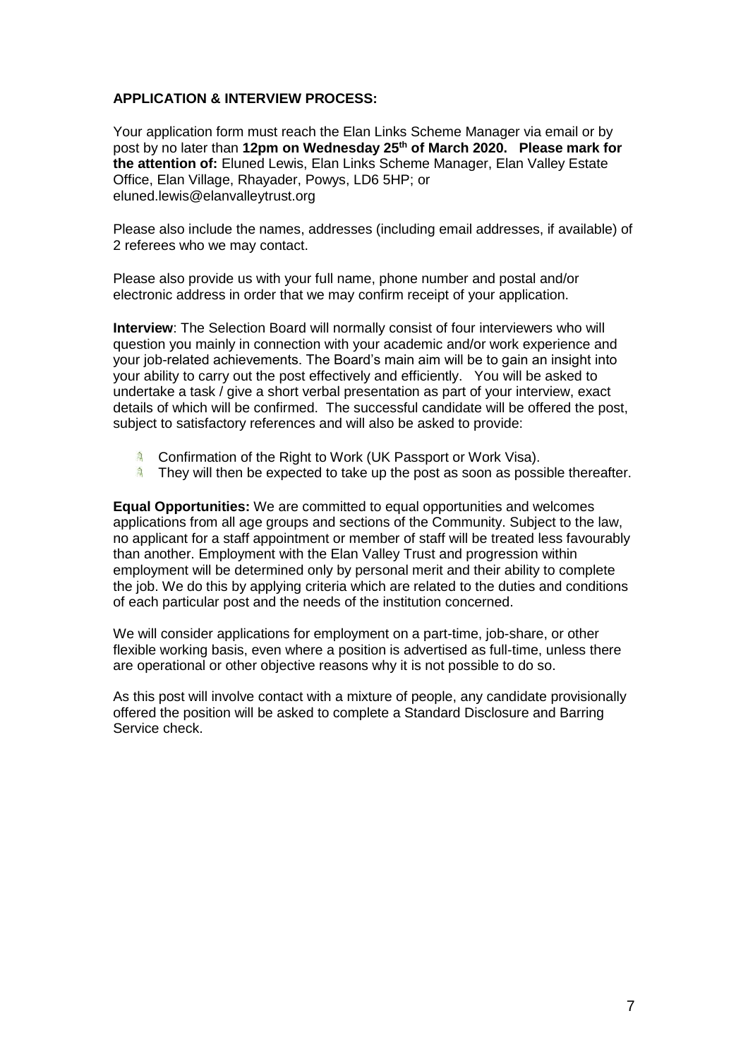**APPLICATION & INTERVIEW PROCESS:**

Your application form must reach the Elan Links Scheme Manager via email or by post by no later than **12pm on Wednesday 25th of March 2020. Please mark for the attention of:** Eluned Lewis, Elan Links Scheme Manager, Elan Valley Estate Office, Elan Village, Rhayader, Powys, LD6 5HP; or eluned.lewis@elanvalleytrust.org

Please also include the names, addresses (including email addresses, if available) of 2 referees who we may contact.

Please also provide us with your full name, phone number and postal and/or electronic address in order that we may confirm receipt of your application.

**Interview**: The Selection Board will normally consist of four interviewers who will question you mainly in connection with your academic and/or work experience and your job-related achievements. The Board's main aim will be to gain an insight into your ability to carry out the post effectively and efficiently. You will be asked to undertake a task / give a short verbal presentation as part of your interview, exact details of which will be confirmed. The successful candidate will be offered the post, subject to satisfactory references and will also be asked to provide:

- Confirmation of the Right to Work (UK Passport or Work Visa).
- They will then be expected to take up the post as soon as possible thereafter.

**Equal Opportunities:** We are committed to equal opportunities and welcomes applications from all age groups and sections of the Community. Subject to the law, no applicant for a staff appointment or member of staff will be treated less favourably than another. Employment with the Elan Valley Trust and progression within employment will be determined only by personal merit and their ability to complete the job. We do this by applying criteria which are related to the duties and conditions of each particular post and the needs of the institution concerned.

We will consider applications for employment on a part-time, job-share, or other flexible working basis, even where a position is advertised as full-time, unless there are operational or other objective reasons why it is not possible to do so.

As this post will involve contact with a mixture of people, any candidate provisionally offered the position will be asked to complete a Standard Disclosure and Barring Service check.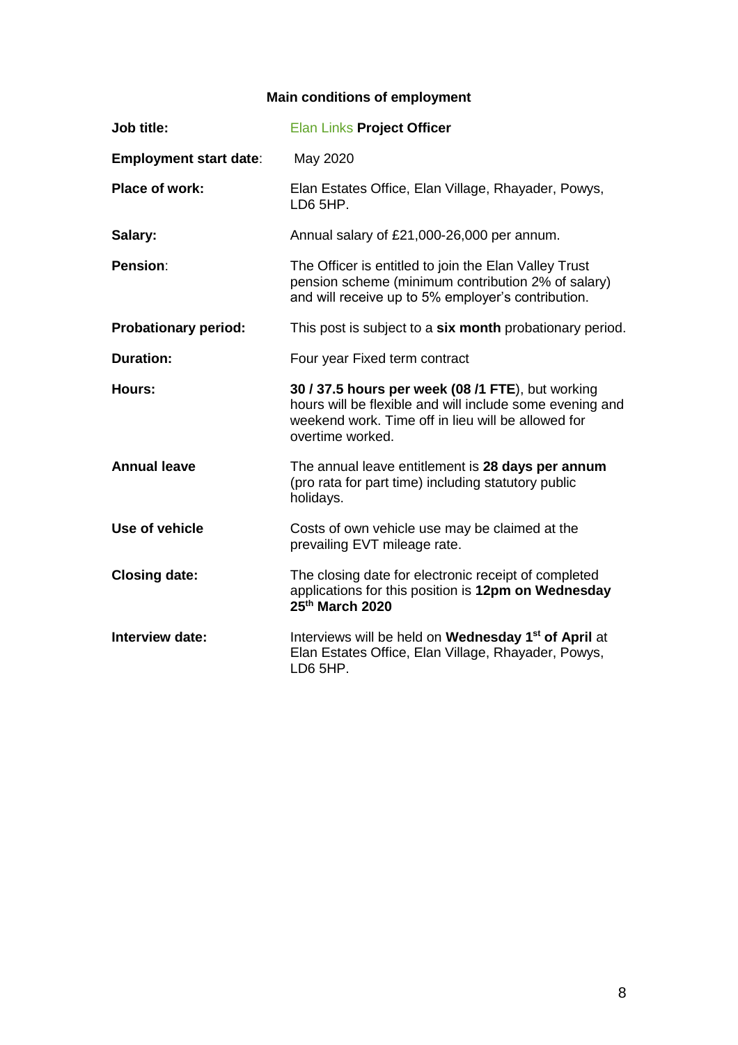## Main conditions of employment

| | |
|---|---|
| **Job title:** | Elan Links **Project Officer** |
| **Employment start date**: | May 2020 |
| **Place of work:** | Elan Estates Office, Elan Village, Rhayader, Powys, LD6 5HP. |
| **Salary:** | Annual salary of £21,000-26,000 per annum. |
| **Pension**: | The Officer is entitled to join the Elan Valley Trust pension scheme (minimum contribution 2% of salary) and will receive up to 5% employer's contribution. |
| **Probationary period:** | This post is subject to a **six month** probationary period. |
| **Duration:** | Four year Fixed term contract |
| **Hours:** | **30 / 37.5 hours per week (08 /1 FTE**), but working hours will be flexible and will include some evening and weekend work. Time off in lieu will be allowed for overtime worked. |
| **Annual leave** | The annual leave entitlement is **28 days per annum** (pro rata for part time) including statutory public holidays. |
| **Use of vehicle** | Costs of own vehicle use may be claimed at the prevailing EVT mileage rate. |
| **Closing date:** | The closing date for electronic receipt of completed applications for this position is **12pm on Wednesday 25th March 2020** |
| **Interview date:** | Interviews will be held on **Wednesday 1st of April** at Elan Estates Office, Elan Village, Rhayader, Powys, LD6 5HP. |